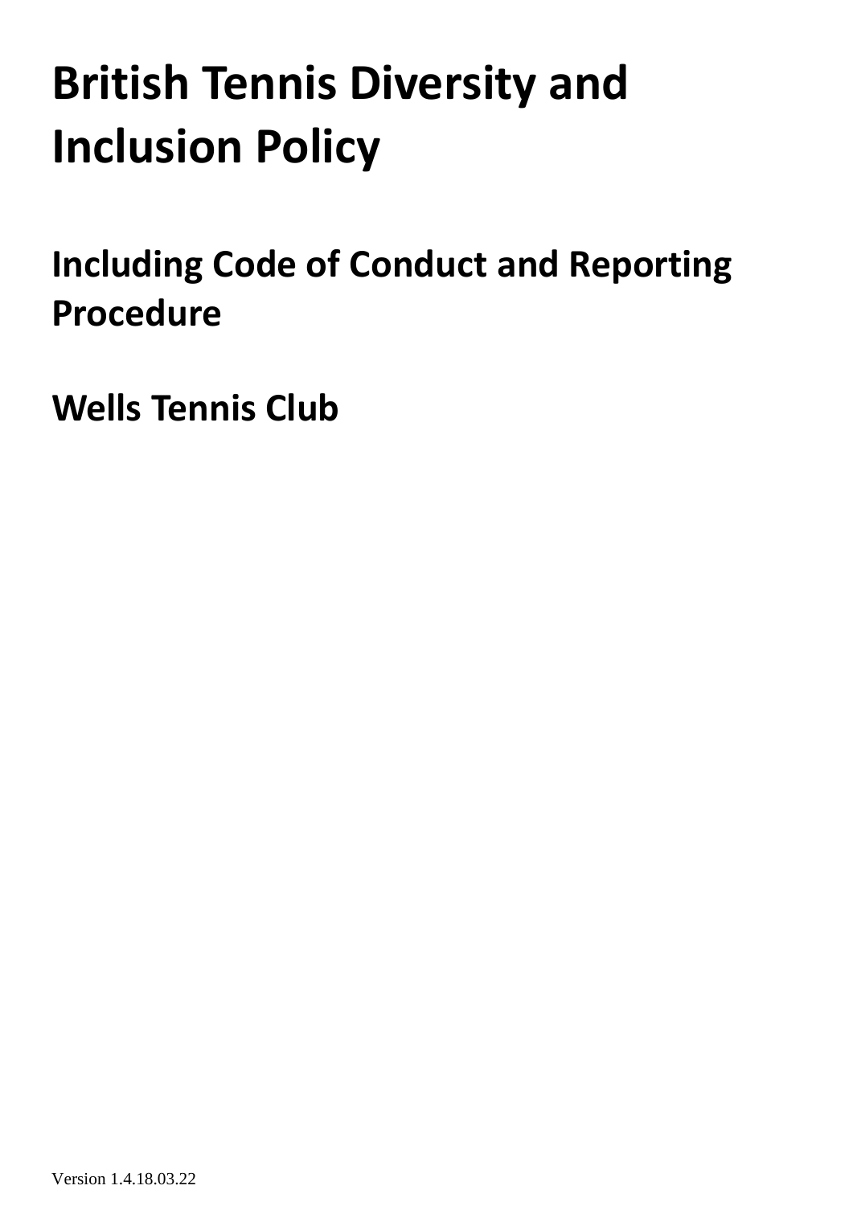# British Tennis Diversity and Inclusion Policy

## Including Code of Conduct and Reporting Procedure

## Wells Tennis Club

Version 1.4.18.03.22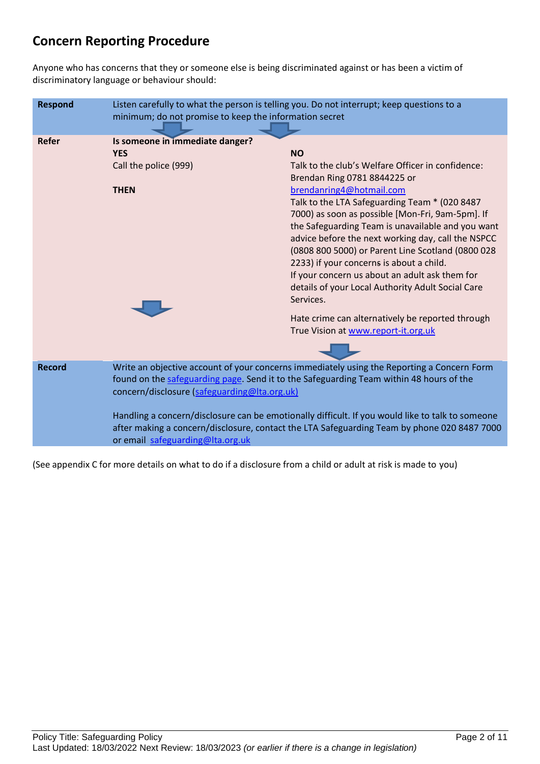# Concern Reporting Procedure

Anyone who has concerns that they or someone else is being discriminated against or has been a victim of discriminatory language or behaviour should:

| | | |
|---|---|---|
| **Respond** | Listen carefully to what the person is telling you. Do not interrupt; keep questions to a minimum; do not promise to keep the information secret | |
| **Refer** | **Is someone in immediate danger?** | |
| | **YES** | **NO** |
| | Call the police (999)<br><br>**THEN** | Talk to the club's Welfare Officer in confidence: Brendan Ring 0781 8844225 or brendanring4@hotmail.com<br>Talk to the LTA Safeguarding Team * (020 8487 7000) as soon as possible [Mon-Fri, 9am-5pm]. If the Safeguarding Team is unavailable and you want advice before the next working day, call the NSPCC (0808 800 5000) or Parent Line Scotland (0800 028 2233) if your concerns is about a child.<br>If your concern us about an adult ask them for details of your Local Authority Adult Social Care Services.<br><br>Hate crime can alternatively be reported through True Vision at www.report-it.org.uk |
| **Record** | Write an objective account of your concerns immediately using the Reporting a Concern Form found on the safeguarding page. Send it to the Safeguarding Team within 48 hours of the concern/disclosure (safeguarding@lta.org.uk)<br><br>Handling a concern/disclosure can be emotionally difficult. If you would like to talk to someone after making a concern/disclosure, contact the LTA Safeguarding Team by phone 020 8487 7000 or email safeguarding@lta.org.uk | |

(See appendix C for more details on what to do if a disclosure from a child or adult at risk is made to you)

Policy Title: Safeguarding Policy
Last Updated: 18/03/2022 Next Review: 18/03/2023 *(or earlier if there is a change in legislation)*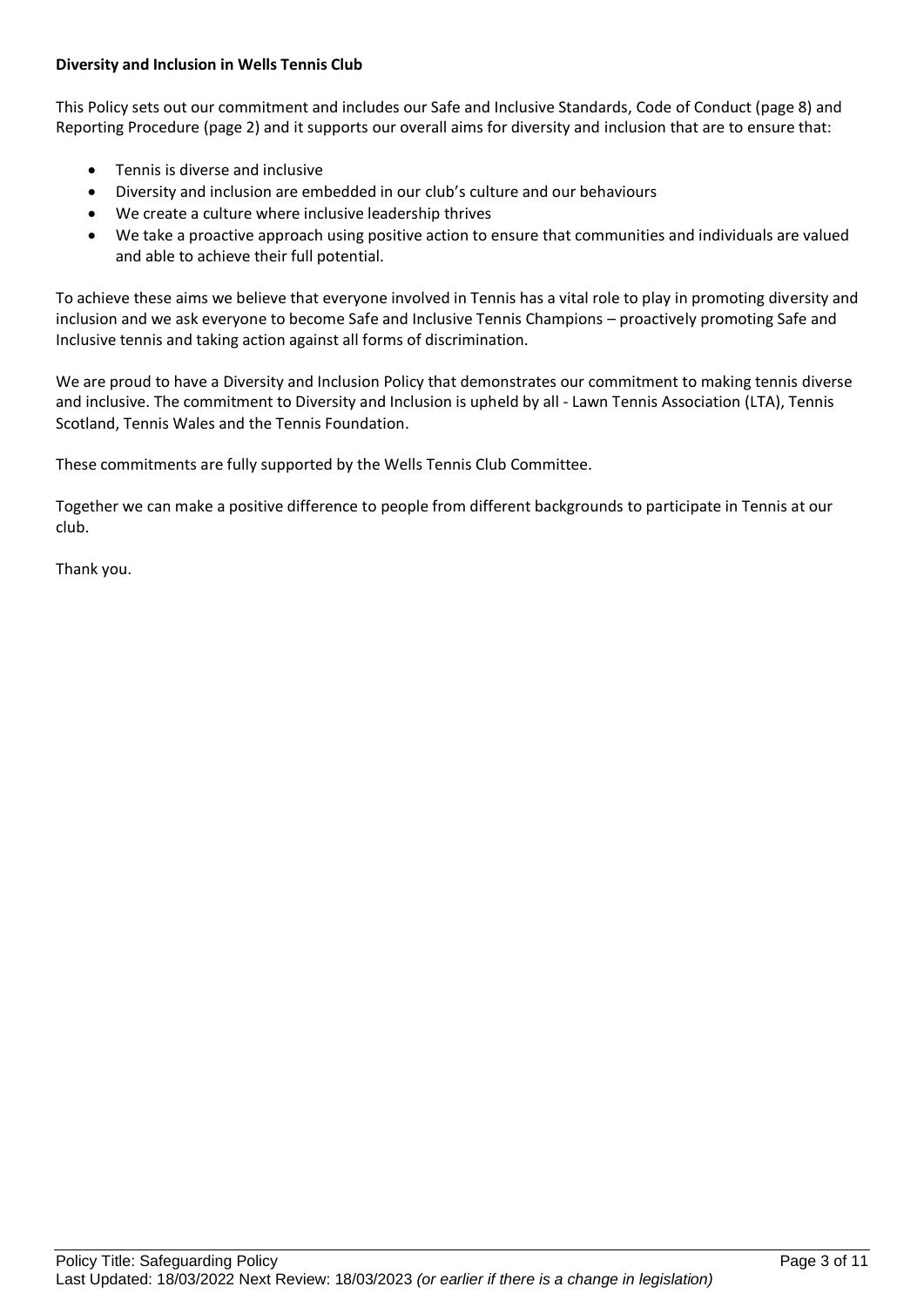**Diversity and Inclusion in Wells Tennis Club**

This Policy sets out our commitment and includes our Safe and Inclusive Standards, Code of Conduct (page 8) and Reporting Procedure (page 2) and it supports our overall aims for diversity and inclusion that are to ensure that:

- Tennis is diverse and inclusive
- Diversity and inclusion are embedded in our club's culture and our behaviours
- We create a culture where inclusive leadership thrives
- We take a proactive approach using positive action to ensure that communities and individuals are valued and able to achieve their full potential.

To achieve these aims we believe that everyone involved in Tennis has a vital role to play in promoting diversity and inclusion and we ask everyone to become Safe and Inclusive Tennis Champions – proactively promoting Safe and Inclusive tennis and taking action against all forms of discrimination.

We are proud to have a Diversity and Inclusion Policy that demonstrates our commitment to making tennis diverse and inclusive. The commitment to Diversity and Inclusion is upheld by all - Lawn Tennis Association (LTA), Tennis Scotland, Tennis Wales and the Tennis Foundation.

These commitments are fully supported by the Wells Tennis Club Committee.

Together we can make a positive difference to people from different backgrounds to participate in Tennis at our club.

Thank you.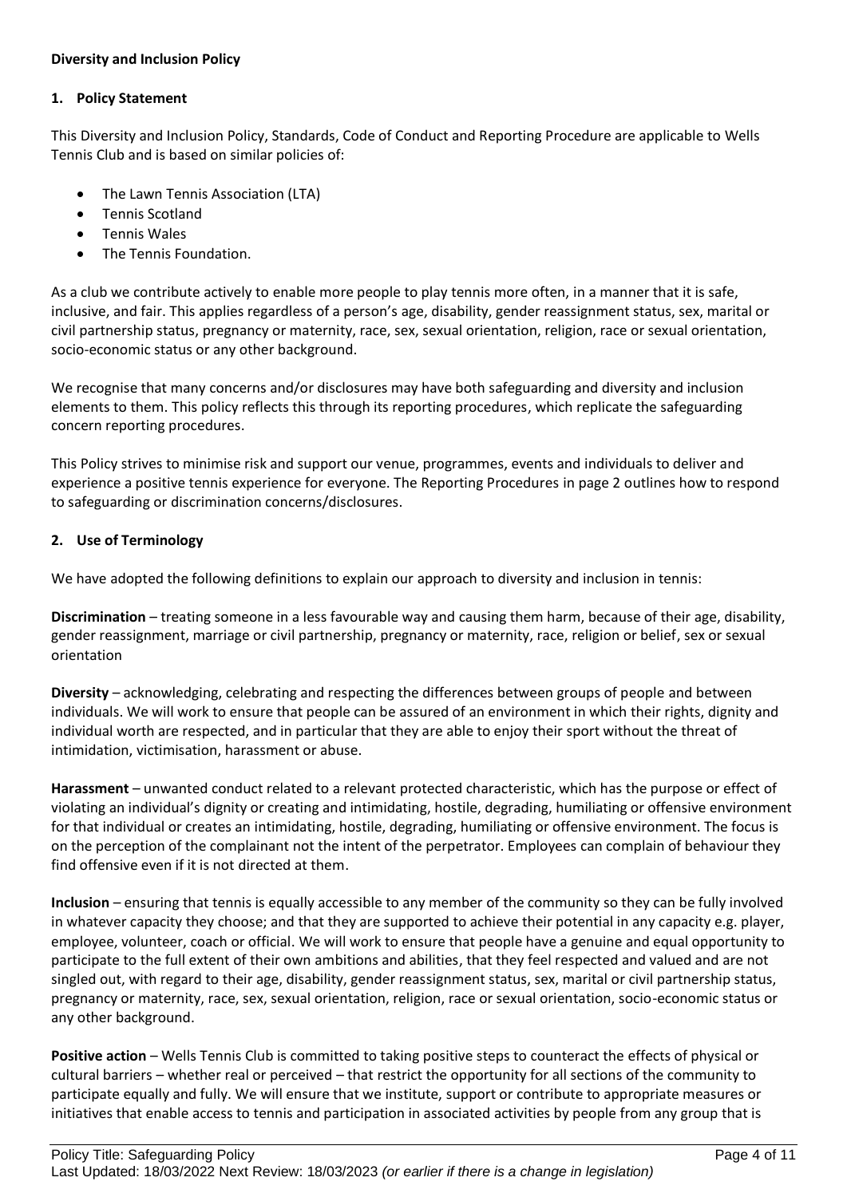**Diversity and Inclusion Policy**

## 1. Policy Statement

This Diversity and Inclusion Policy, Standards, Code of Conduct and Reporting Procedure are applicable to Wells Tennis Club and is based on similar policies of:

- The Lawn Tennis Association (LTA)
- Tennis Scotland
- Tennis Wales
- The Tennis Foundation.

As a club we contribute actively to enable more people to play tennis more often, in a manner that it is safe, inclusive, and fair. This applies regardless of a person's age, disability, gender reassignment status, sex, marital or civil partnership status, pregnancy or maternity, race, sex, sexual orientation, religion, race or sexual orientation, socio-economic status or any other background.

We recognise that many concerns and/or disclosures may have both safeguarding and diversity and inclusion elements to them. This policy reflects this through its reporting procedures, which replicate the safeguarding concern reporting procedures.

This Policy strives to minimise risk and support our venue, programmes, events and individuals to deliver and experience a positive tennis experience for everyone. The Reporting Procedures in page 2 outlines how to respond to safeguarding or discrimination concerns/disclosures.

## 2. Use of Terminology

We have adopted the following definitions to explain our approach to diversity and inclusion in tennis:

**Discrimination** – treating someone in a less favourable way and causing them harm, because of their age, disability, gender reassignment, marriage or civil partnership, pregnancy or maternity, race, religion or belief, sex or sexual orientation

**Diversity** – acknowledging, celebrating and respecting the differences between groups of people and between individuals. We will work to ensure that people can be assured of an environment in which their rights, dignity and individual worth are respected, and in particular that they are able to enjoy their sport without the threat of intimidation, victimisation, harassment or abuse.

**Harassment** – unwanted conduct related to a relevant protected characteristic, which has the purpose or effect of violating an individual's dignity or creating and intimidating, hostile, degrading, humiliating or offensive environment for that individual or creates an intimidating, hostile, degrading, humiliating or offensive environment. The focus is on the perception of the complainant not the intent of the perpetrator. Employees can complain of behaviour they find offensive even if it is not directed at them.

**Inclusion** – ensuring that tennis is equally accessible to any member of the community so they can be fully involved in whatever capacity they choose; and that they are supported to achieve their potential in any capacity e.g. player, employee, volunteer, coach or official. We will work to ensure that people have a genuine and equal opportunity to participate to the full extent of their own ambitions and abilities, that they feel respected and valued and are not singled out, with regard to their age, disability, gender reassignment status, sex, marital or civil partnership status, pregnancy or maternity, race, sex, sexual orientation, religion, race or sexual orientation, socio-economic status or any other background.

**Positive action** – Wells Tennis Club is committed to taking positive steps to counteract the effects of physical or cultural barriers – whether real or perceived – that restrict the opportunity for all sections of the community to participate equally and fully. We will ensure that we institute, support or contribute to appropriate measures or initiatives that enable access to tennis and participation in associated activities by people from any group that is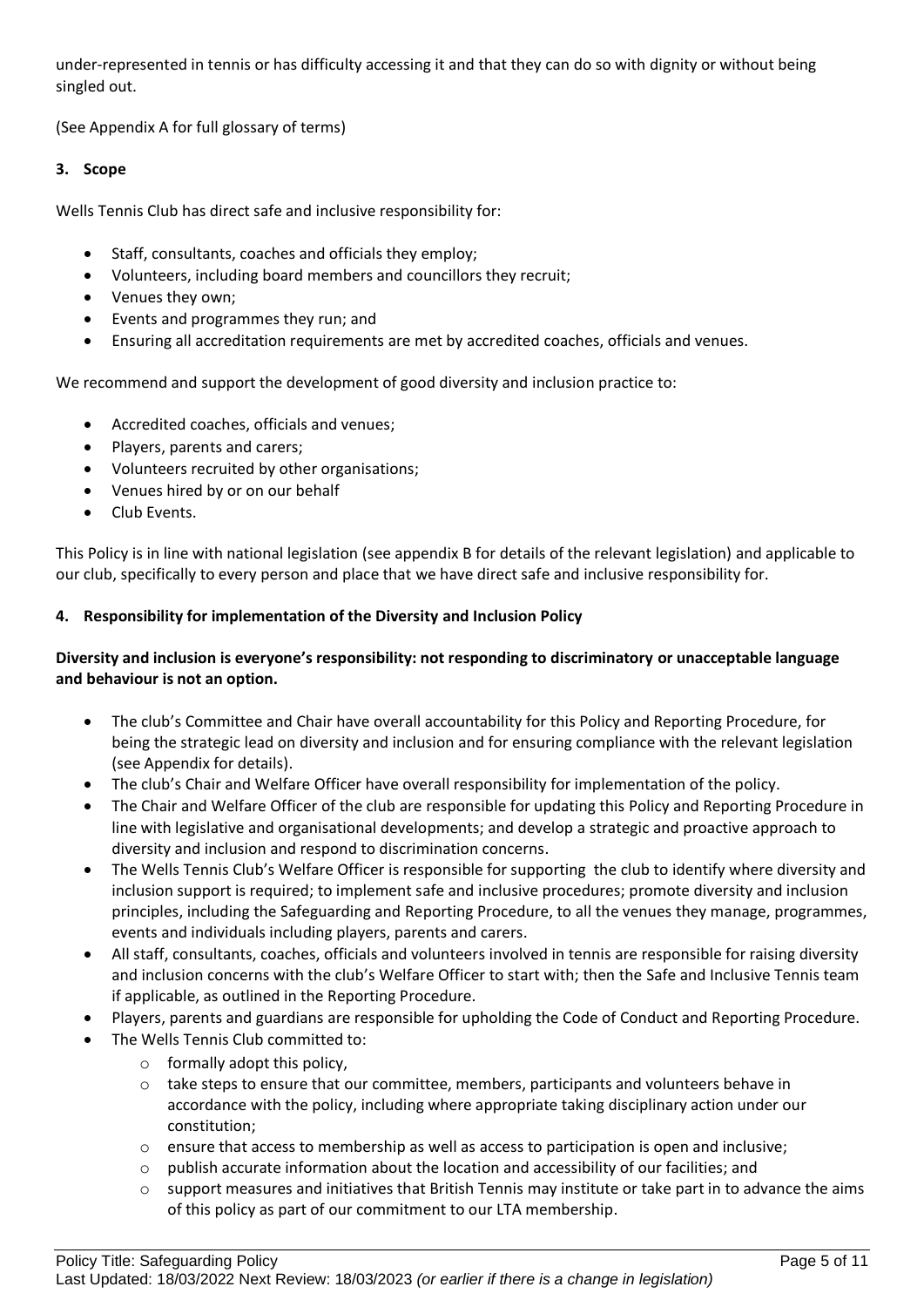under-represented in tennis or has difficulty accessing it and that they can do so with dignity or without being singled out.

(See Appendix A for full glossary of terms)

### 3. Scope

Wells Tennis Club has direct safe and inclusive responsibility for:

- Staff, consultants, coaches and officials they employ;
- Volunteers, including board members and councillors they recruit;
- Venues they own;
- Events and programmes they run; and
- Ensuring all accreditation requirements are met by accredited coaches, officials and venues.

We recommend and support the development of good diversity and inclusion practice to:

- Accredited coaches, officials and venues;
- Players, parents and carers;
- Volunteers recruited by other organisations;
- Venues hired by or on our behalf
- Club Events.

This Policy is in line with national legislation (see appendix B for details of the relevant legislation) and applicable to our club, specifically to every person and place that we have direct safe and inclusive responsibility for.

### 4. Responsibility for implementation of the Diversity and Inclusion Policy

**Diversity and inclusion is everyone's responsibility: not responding to discriminatory or unacceptable language and behaviour is not an option.**

- The club's Committee and Chair have overall accountability for this Policy and Reporting Procedure, for being the strategic lead on diversity and inclusion and for ensuring compliance with the relevant legislation (see Appendix for details).
- The club's Chair and Welfare Officer have overall responsibility for implementation of the policy.
- The Chair and Welfare Officer of the club are responsible for updating this Policy and Reporting Procedure in line with legislative and organisational developments; and develop a strategic and proactive approach to diversity and inclusion and respond to discrimination concerns.
- The Wells Tennis Club's Welfare Officer is responsible for supporting the club to identify where diversity and inclusion support is required; to implement safe and inclusive procedures; promote diversity and inclusion principles, including the Safeguarding and Reporting Procedure, to all the venues they manage, programmes, events and individuals including players, parents and carers.
- All staff, consultants, coaches, officials and volunteers involved in tennis are responsible for raising diversity and inclusion concerns with the club's Welfare Officer to start with; then the Safe and Inclusive Tennis team if applicable, as outlined in the Reporting Procedure.
- Players, parents and guardians are responsible for upholding the Code of Conduct and Reporting Procedure.
- The Wells Tennis Club committed to:
  - formally adopt this policy,
  - take steps to ensure that our committee, members, participants and volunteers behave in accordance with the policy, including where appropriate taking disciplinary action under our constitution;
  - ensure that access to membership as well as access to participation is open and inclusive;
  - publish accurate information about the location and accessibility of our facilities; and
  - support measures and initiatives that British Tennis may institute or take part in to advance the aims of this policy as part of our commitment to our LTA membership.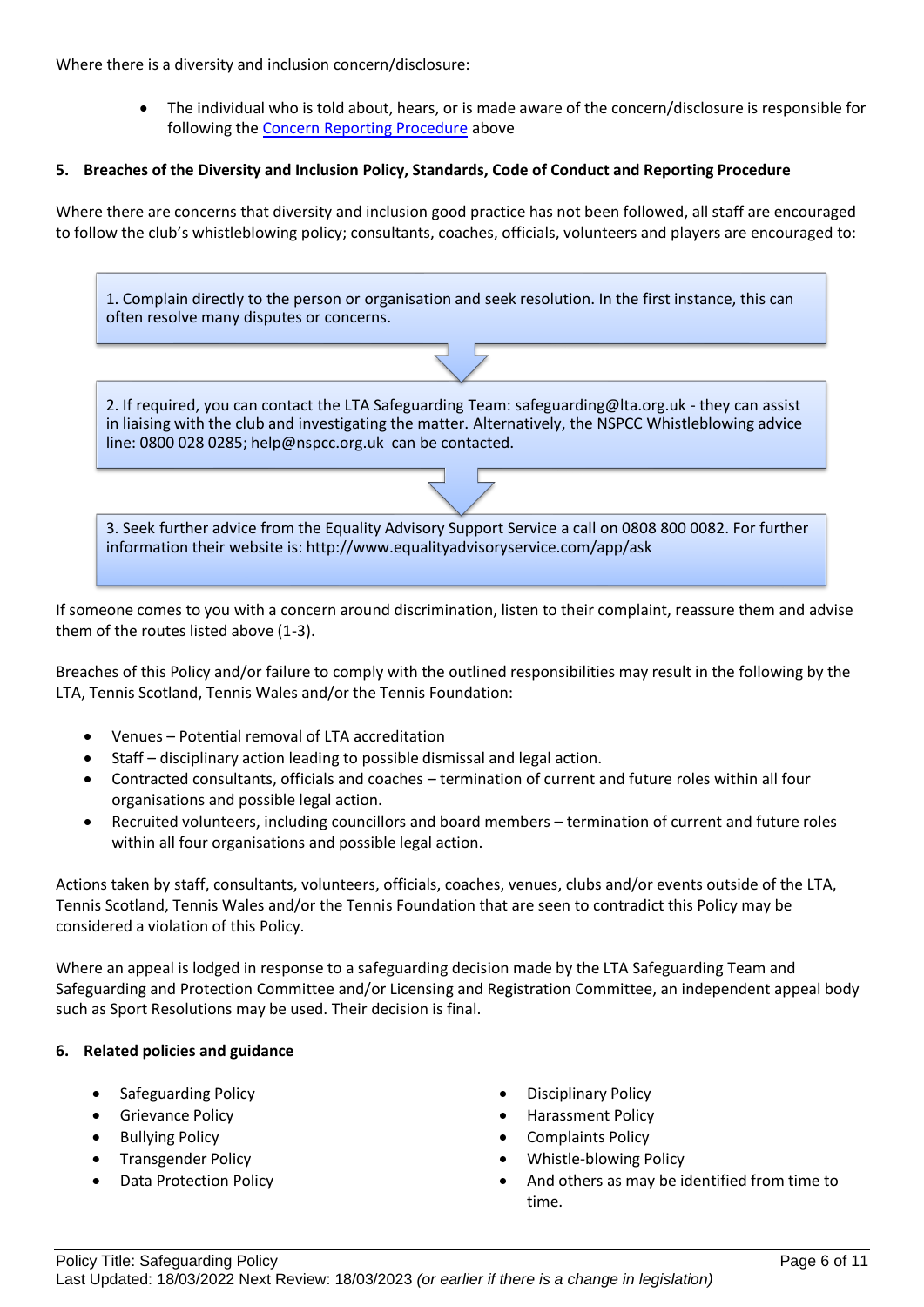Where there is a diversity and inclusion concern/disclosure:

- The individual who is told about, hears, or is made aware of the concern/disclosure is responsible for following the Concern Reporting Procedure above

**5. Breaches of the Diversity and Inclusion Policy, Standards, Code of Conduct and Reporting Procedure**

Where there are concerns that diversity and inclusion good practice has not been followed, all staff are encouraged to follow the club's whistleblowing policy; consultants, coaches, officials, volunteers and players are encouraged to:

1. Complain directly to the person or organisation and seek resolution. In the first instance, this can often resolve many disputes or concerns.

2. If required, you can contact the LTA Safeguarding Team: safeguarding@lta.org.uk - they can assist in liaising with the club and investigating the matter. Alternatively, the NSPCC Whistleblowing advice line: 0800 028 0285; help@nspcc.org.uk can be contacted.

3. Seek further advice from the Equality Advisory Support Service a call on 0808 800 0082. For further information their website is: http://www.equalityadvisoryservice.com/app/ask

If someone comes to you with a concern around discrimination, listen to their complaint, reassure them and advise them of the routes listed above (1-3).

Breaches of this Policy and/or failure to comply with the outlined responsibilities may result in the following by the LTA, Tennis Scotland, Tennis Wales and/or the Tennis Foundation:

- Venues – Potential removal of LTA accreditation
- Staff – disciplinary action leading to possible dismissal and legal action.
- Contracted consultants, officials and coaches – termination of current and future roles within all four organisations and possible legal action.
- Recruited volunteers, including councillors and board members – termination of current and future roles within all four organisations and possible legal action.

Actions taken by staff, consultants, volunteers, officials, coaches, venues, clubs and/or events outside of the LTA, Tennis Scotland, Tennis Wales and/or the Tennis Foundation that are seen to contradict this Policy may be considered a violation of this Policy.

Where an appeal is lodged in response to a safeguarding decision made by the LTA Safeguarding Team and Safeguarding and Protection Committee and/or Licensing and Registration Committee, an independent appeal body such as Sport Resolutions may be used. Their decision is final.

**6. Related policies and guidance**

- Safeguarding Policy
- Grievance Policy
- Bullying Policy
- Transgender Policy
- Data Protection Policy
- Disciplinary Policy
- Harassment Policy
- Complaints Policy
- Whistle-blowing Policy
- And others as may be identified from time to time.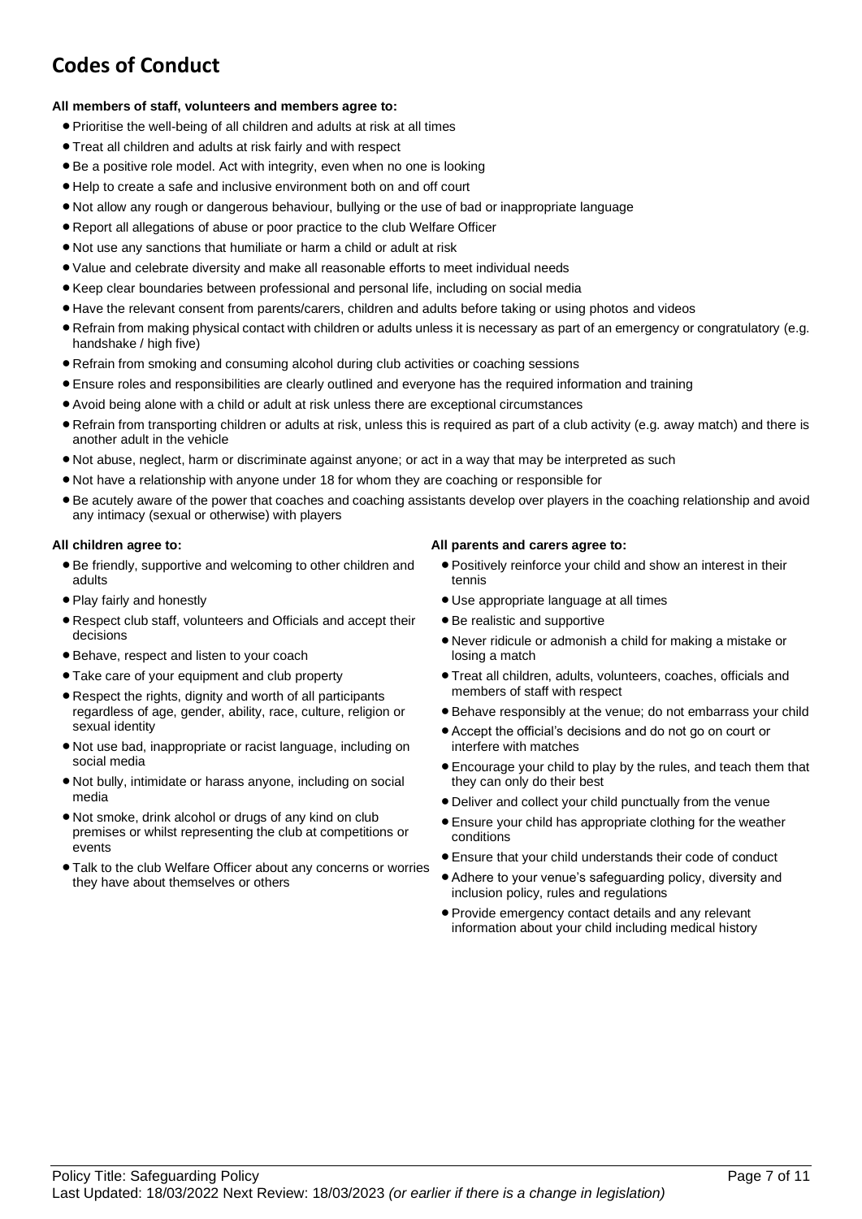# Codes of Conduct

**All members of staff, volunteers and members agree to:**

- Prioritise the well-being of all children and adults at risk at all times
- Treat all children and adults at risk fairly and with respect
- Be a positive role model. Act with integrity, even when no one is looking
- Help to create a safe and inclusive environment both on and off court
- Not allow any rough or dangerous behaviour, bullying or the use of bad or inappropriate language
- Report all allegations of abuse or poor practice to the club Welfare Officer
- Not use any sanctions that humiliate or harm a child or adult at risk
- Value and celebrate diversity and make all reasonable efforts to meet individual needs
- Keep clear boundaries between professional and personal life, including on social media
- Have the relevant consent from parents/carers, children and adults before taking or using photos and videos
- Refrain from making physical contact with children or adults unless it is necessary as part of an emergency or congratulatory (e.g. handshake / high five)
- Refrain from smoking and consuming alcohol during club activities or coaching sessions
- Ensure roles and responsibilities are clearly outlined and everyone has the required information and training
- Avoid being alone with a child or adult at risk unless there are exceptional circumstances
- Refrain from transporting children or adults at risk, unless this is required as part of a club activity (e.g. away match) and there is another adult in the vehicle
- Not abuse, neglect, harm or discriminate against anyone; or act in a way that may be interpreted as such
- Not have a relationship with anyone under 18 for whom they are coaching or responsible for
- Be acutely aware of the power that coaches and coaching assistants develop over players in the coaching relationship and avoid any intimacy (sexual or otherwise) with players

**All children agree to:**

- Be friendly, supportive and welcoming to other children and adults
- Play fairly and honestly
- Respect club staff, volunteers and Officials and accept their decisions
- Behave, respect and listen to your coach
- Take care of your equipment and club property
- Respect the rights, dignity and worth of all participants regardless of age, gender, ability, race, culture, religion or sexual identity
- Not use bad, inappropriate or racist language, including on social media
- Not bully, intimidate or harass anyone, including on social media
- Not smoke, drink alcohol or drugs of any kind on club premises or whilst representing the club at competitions or events
- Talk to the club Welfare Officer about any concerns or worries they have about themselves or others

**All parents and carers agree to:**

- Positively reinforce your child and show an interest in their tennis
- Use appropriate language at all times
- Be realistic and supportive
- Never ridicule or admonish a child for making a mistake or losing a match
- Treat all children, adults, volunteers, coaches, officials and members of staff with respect
- Behave responsibly at the venue; do not embarrass your child
- Accept the official's decisions and do not go on court or interfere with matches
- Encourage your child to play by the rules, and teach them that they can only do their best
- Deliver and collect your child punctually from the venue
- Ensure your child has appropriate clothing for the weather conditions
- Ensure that your child understands their code of conduct
- Adhere to your venue's safeguarding policy, diversity and inclusion policy, rules and regulations
- Provide emergency contact details and any relevant information about your child including medical history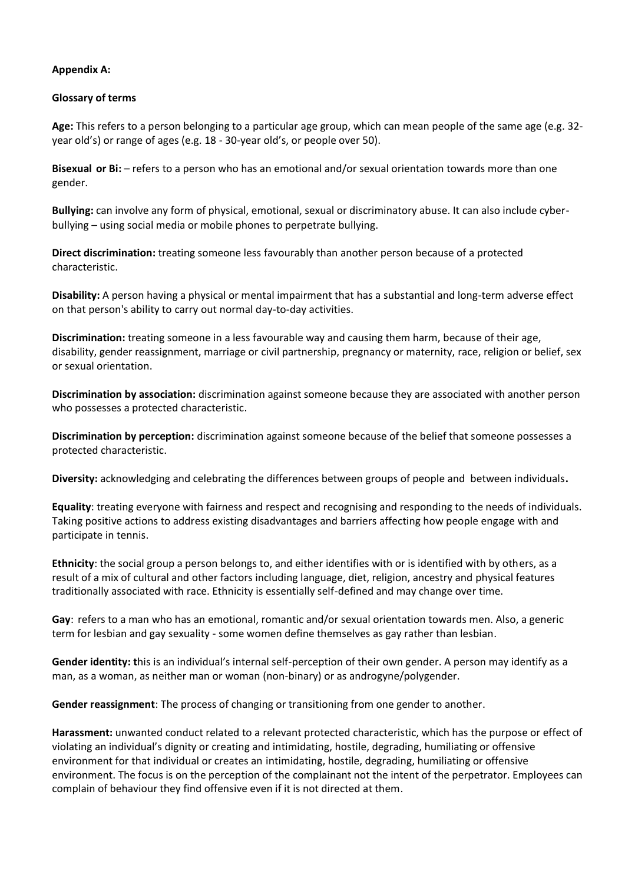**Appendix A:**

**Glossary of terms**

**Age:** This refers to a person belonging to a particular age group, which can mean people of the same age (e.g. 32-year old's) or range of ages (e.g. 18 - 30-year old's, or people over 50).

**Bisexual or Bi:** – refers to a person who has an emotional and/or sexual orientation towards more than one gender.

**Bullying:** can involve any form of physical, emotional, sexual or discriminatory abuse. It can also include cyber-bullying – using social media or mobile phones to perpetrate bullying.

**Direct discrimination:** treating someone less favourably than another person because of a protected characteristic.

**Disability:** A person having a physical or mental impairment that has a substantial and long-term adverse effect on that person's ability to carry out normal day-to-day activities.

**Discrimination:** treating someone in a less favourable way and causing them harm, because of their age, disability, gender reassignment, marriage or civil partnership, pregnancy or maternity, race, religion or belief, sex or sexual orientation.

**Discrimination by association:** discrimination against someone because they are associated with another person who possesses a protected characteristic.

**Discrimination by perception:** discrimination against someone because of the belief that someone possesses a protected characteristic.

**Diversity:** acknowledging and celebrating the differences between groups of people and between individuals**.**

**Equality**: treating everyone with fairness and respect and recognising and responding to the needs of individuals. Taking positive actions to address existing disadvantages and barriers affecting how people engage with and participate in tennis.

**Ethnicity**: the social group a person belongs to, and either identifies with or is identified with by others, as a result of a mix of cultural and other factors including language, diet, religion, ancestry and physical features traditionally associated with race. Ethnicity is essentially self-defined and may change over time.

**Gay**: refers to a man who has an emotional, romantic and/or sexual orientation towards men. Also, a generic term for lesbian and gay sexuality - some women define themselves as gay rather than lesbian.

**Gender identity: t**his is an individual's internal self-perception of their own gender. A person may identify as a man, as a woman, as neither man or woman (non-binary) or as androgyne/polygender.

**Gender reassignment**: The process of changing or transitioning from one gender to another.

**Harassment:** unwanted conduct related to a relevant protected characteristic, which has the purpose or effect of violating an individual's dignity or creating and intimidating, hostile, degrading, humiliating or offensive environment for that individual or creates an intimidating, hostile, degrading, humiliating or offensive environment. The focus is on the perception of the complainant not the intent of the perpetrator. Employees can complain of behaviour they find offensive even if it is not directed at them.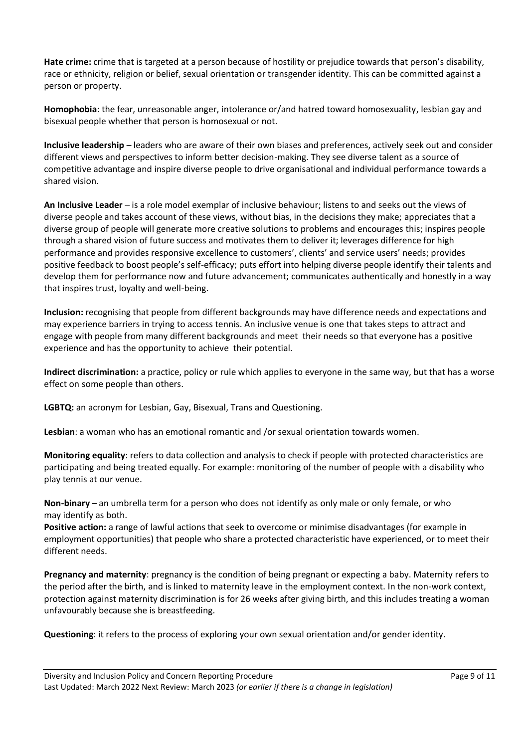**Hate crime:** crime that is targeted at a person because of hostility or prejudice towards that person's disability, race or ethnicity, religion or belief, sexual orientation or transgender identity. This can be committed against a person or property.

**Homophobia**: the fear, unreasonable anger, intolerance or/and hatred toward homosexuality, lesbian gay and bisexual people whether that person is homosexual or not.

**Inclusive leadership** – leaders who are aware of their own biases and preferences, actively seek out and consider different views and perspectives to inform better decision-making. They see diverse talent as a source of competitive advantage and inspire diverse people to drive organisational and individual performance towards a shared vision.

**An Inclusive Leader** – is a role model exemplar of inclusive behaviour; listens to and seeks out the views of diverse people and takes account of these views, without bias, in the decisions they make; appreciates that a diverse group of people will generate more creative solutions to problems and encourages this; inspires people through a shared vision of future success and motivates them to deliver it; leverages difference for high performance and provides responsive excellence to customers', clients' and service users' needs; provides positive feedback to boost people's self-efficacy; puts effort into helping diverse people identify their talents and develop them for performance now and future advancement; communicates authentically and honestly in a way that inspires trust, loyalty and well-being.

**Inclusion:** recognising that people from different backgrounds may have difference needs and expectations and may experience barriers in trying to access tennis. An inclusive venue is one that takes steps to attract and engage with people from many different backgrounds and meet their needs so that everyone has a positive experience and has the opportunity to achieve their potential.

**Indirect discrimination:** a practice, policy or rule which applies to everyone in the same way, but that has a worse effect on some people than others.

**LGBTQ:** an acronym for Lesbian, Gay, Bisexual, Trans and Questioning.

**Lesbian**: a woman who has an emotional romantic and /or sexual orientation towards women.

**Monitoring equality**: refers to data collection and analysis to check if people with protected characteristics are participating and being treated equally. For example: monitoring of the number of people with a disability who play tennis at our venue.

**Non-binary** – an umbrella term for a person who does not identify as only male or only female, or who may identify as both.

**Positive action:** a range of lawful actions that seek to overcome or minimise disadvantages (for example in employment opportunities) that people who share a protected characteristic have experienced, or to meet their different needs.

**Pregnancy and maternity**: pregnancy is the condition of being pregnant or expecting a baby. Maternity refers to the period after the birth, and is linked to maternity leave in the employment context. In the non-work context, protection against maternity discrimination is for 26 weeks after giving birth, and this includes treating a woman unfavourably because she is breastfeeding.

**Questioning**: it refers to the process of exploring your own sexual orientation and/or gender identity.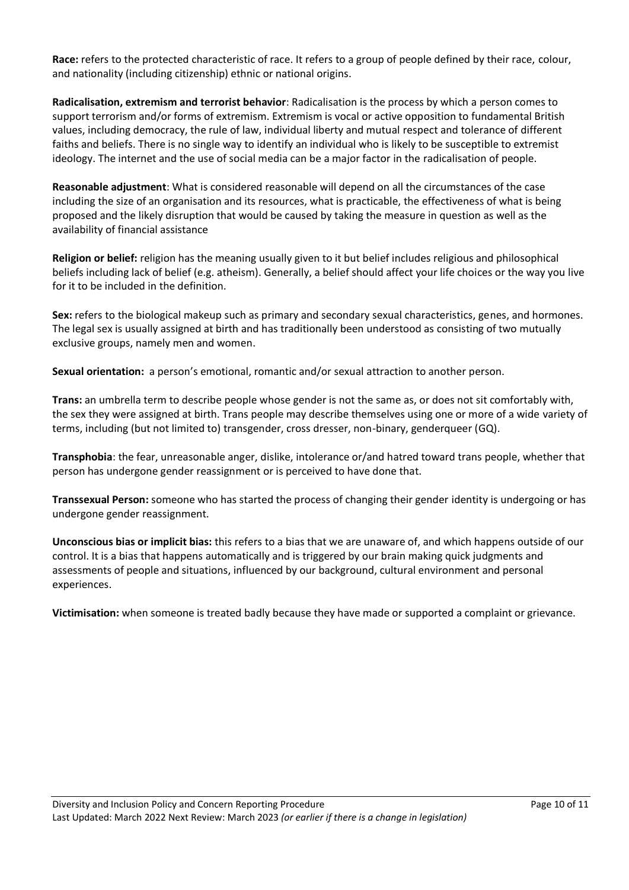**Race:** refers to the protected characteristic of race. It refers to a group of people defined by their race, colour, and nationality (including citizenship) ethnic or national origins.

**Radicalisation, extremism and terrorist behavior**: Radicalisation is the process by which a person comes to support terrorism and/or forms of extremism. Extremism is vocal or active opposition to fundamental British values, including democracy, the rule of law, individual liberty and mutual respect and tolerance of different faiths and beliefs. There is no single way to identify an individual who is likely to be susceptible to extremist ideology. The internet and the use of social media can be a major factor in the radicalisation of people.

**Reasonable adjustment**: What is considered reasonable will depend on all the circumstances of the case including the size of an organisation and its resources, what is practicable, the effectiveness of what is being proposed and the likely disruption that would be caused by taking the measure in question as well as the availability of financial assistance

**Religion or belief:** religion has the meaning usually given to it but belief includes religious and philosophical beliefs including lack of belief (e.g. atheism). Generally, a belief should affect your life choices or the way you live for it to be included in the definition.

**Sex:** refers to the biological makeup such as primary and secondary sexual characteristics, genes, and hormones. The legal sex is usually assigned at birth and has traditionally been understood as consisting of two mutually exclusive groups, namely men and women.

**Sexual orientation:** a person's emotional, romantic and/or sexual attraction to another person.

**Trans:** an umbrella term to describe people whose gender is not the same as, or does not sit comfortably with, the sex they were assigned at birth. Trans people may describe themselves using one or more of a wide variety of terms, including (but not limited to) transgender, cross dresser, non-binary, genderqueer (GQ).

**Transphobia**: the fear, unreasonable anger, dislike, intolerance or/and hatred toward trans people, whether that person has undergone gender reassignment or is perceived to have done that.

**Transsexual Person:** someone who has started the process of changing their gender identity is undergoing or has undergone gender reassignment.

**Unconscious bias or implicit bias:** this refers to a bias that we are unaware of, and which happens outside of our control. It is a bias that happens automatically and is triggered by our brain making quick judgments and assessments of people and situations, influenced by our background, cultural environment and personal experiences.

**Victimisation:** when someone is treated badly because they have made or supported a complaint or grievance.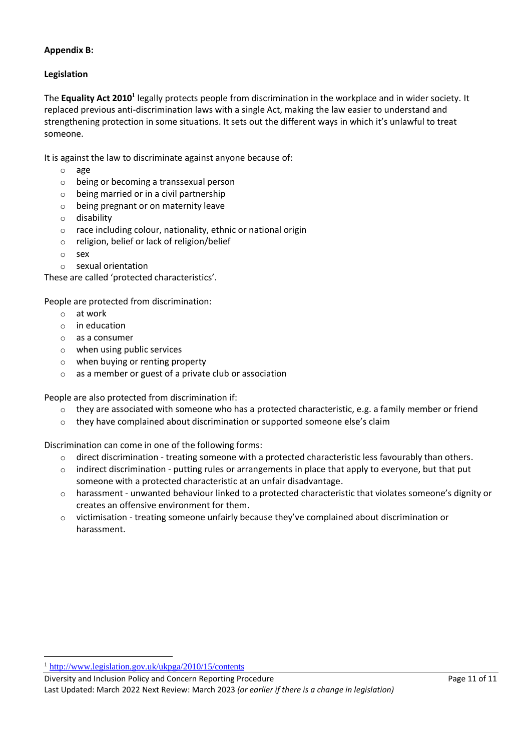**Appendix B:**

**Legislation**

The **Equality Act 2010**[1] legally protects people from discrimination in the workplace and in wider society. It replaced previous anti-discrimination laws with a single Act, making the law easier to understand and strengthening protection in some situations. It sets out the different ways in which it's unlawful to treat someone.

It is against the law to discriminate against anyone because of:

- age
- being or becoming a transsexual person
- being married or in a civil partnership
- being pregnant or on maternity leave
- disability
- race including colour, nationality, ethnic or national origin
- religion, belief or lack of religion/belief
- sex
- sexual orientation

These are called 'protected characteristics'.

People are protected from discrimination:

- at work
- in education
- as a consumer
- when using public services
- when buying or renting property
- as a member or guest of a private club or association

People are also protected from discrimination if:

- they are associated with someone who has a protected characteristic, e.g. a family member or friend
- they have complained about discrimination or supported someone else's claim

Discrimination can come in one of the following forms:

- direct discrimination - treating someone with a protected characteristic less favourably than others.
- indirect discrimination - putting rules or arrangements in place that apply to everyone, but that put someone with a protected characteristic at an unfair disadvantage.
- harassment - unwanted behaviour linked to a protected characteristic that violates someone's dignity or creates an offensive environment for them.
- victimisation - treating someone unfairly because they've complained about discrimination or harassment.

[1] http://www.legislation.gov.uk/ukpga/2010/15/contents